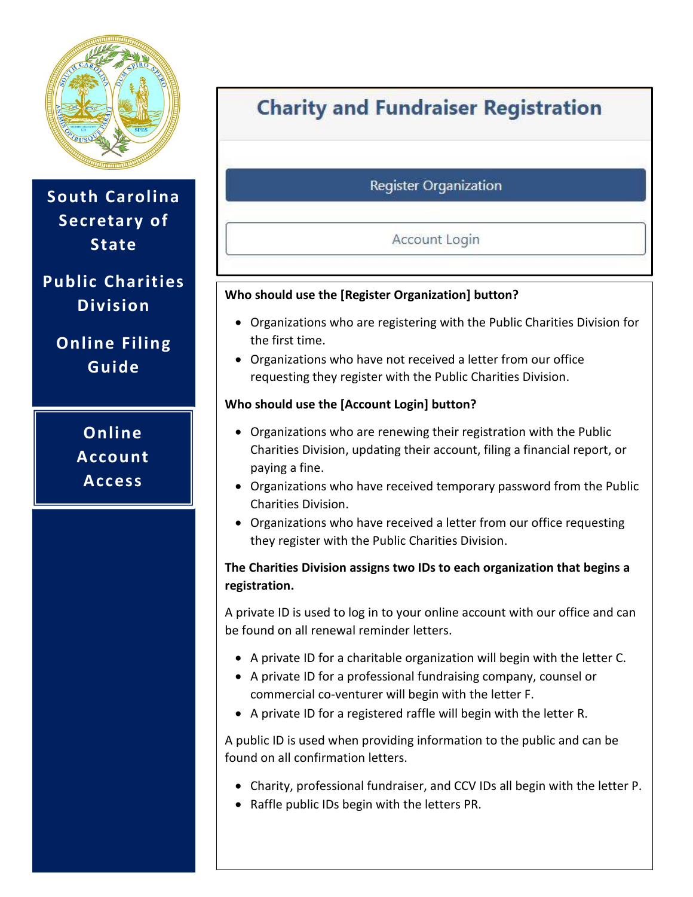# South Carolina Secretary of State

## Public Charities Division

## Online Filing Guide

## Online Account Access

### Charity and Fundraiser Registration

Register Organization

Account Login

**Who should use the [Register Organization] button?**

- Organizations who are registering with the Public Charities Division for the first time.
- Organizations who have not received a letter from our office requesting they register with the Public Charities Division.

**Who should use the [Account Login] button?**

- Organizations who are renewing their registration with the Public Charities Division, updating their account, filing a financial report, or paying a fine.
- Organizations who have received temporary password from the Public Charities Division.
- Organizations who have received a letter from our office requesting they register with the Public Charities Division.

**The Charities Division assigns two IDs to each organization that begins a registration.**

A private ID is used to log in to your online account with our office and can be found on all renewal reminder letters.

- A private ID for a charitable organization will begin with the letter C.
- A private ID for a professional fundraising company, counsel or commercial co-venturer will begin with the letter F.
- A private ID for a registered raffle will begin with the letter R.

A public ID is used when providing information to the public and can be found on all confirmation letters.

- Charity, professional fundraiser, and CCV IDs all begin with the letter P.
- Raffle public IDs begin with the letters PR.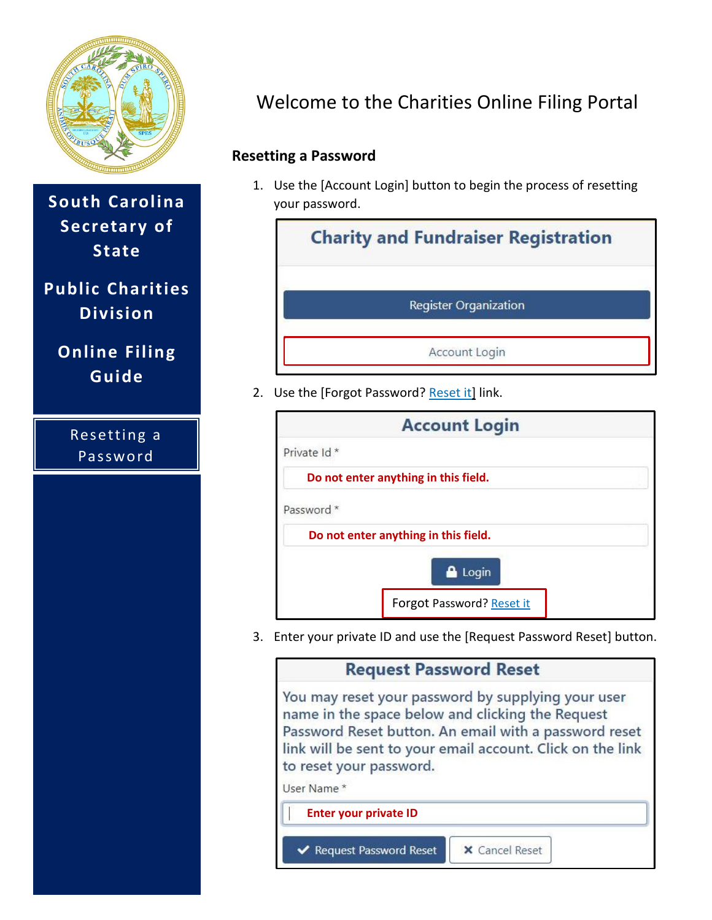South Carolina Secretary of State

Public Charities Division

Online Filing Guide

Resetting a Password

# Welcome to the Charities Online Filing Portal

## Resetting a Password

1. Use the [Account Login] button to begin the process of resetting your password.

   **Charity and Fundraiser Registration**

   Register Organization

   Account Login

2. Use the [Forgot Password? Reset it] link.

   **Account Login**

   Private Id *

   **Do not enter anything in this field.**

   Password *

   **Do not enter anything in this field.**

   Login

   Forgot Password? Reset it

3. Enter your private ID and use the [Request Password Reset] button.

   **Request Password Reset**

   You may reset your password by supplying your user name in the space below and clicking the Request Password Reset button. An email with a password reset link will be sent to your email account. Click on the link to reset your password.

   User Name *

   **Enter your private ID**

   Request Password Reset | Cancel Reset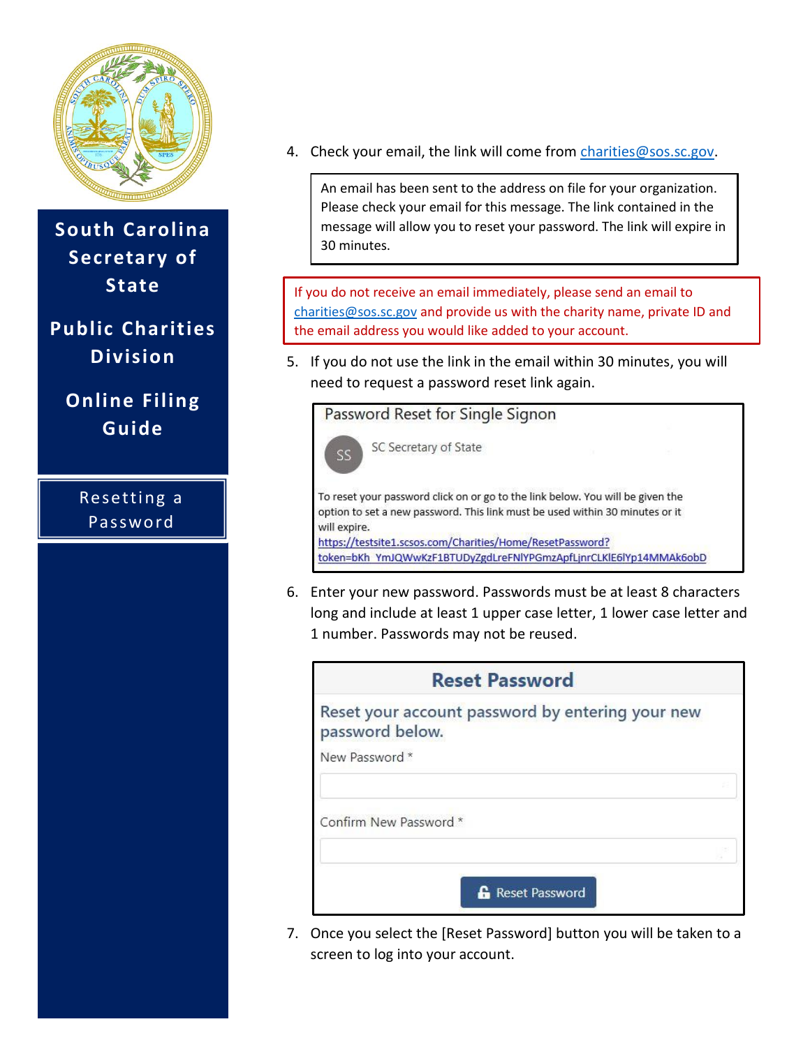South Carolina Secretary of State

Public Charities Division

Online Filing Guide

Resetting a Password

4. Check your email, the link will come from charities@sos.sc.gov.

> An email has been sent to the address on file for your organization. Please check your email for this message. The link contained in the message will allow you to reset your password. The link will expire in 30 minutes.

> If you do not receive an email immediately, please send an email to charities@sos.sc.gov and provide us with the charity name, private ID and the email address you would like added to your account.

5. If you do not use the link in the email within 30 minutes, you will need to request a password reset link again.

> Password Reset for Single Signon
>
> SS SC Secretary of State
>
> To reset your password click on or go to the link below. You will be given the option to set a new password. This link must be used within 30 minutes or it will expire.
> https://testsite1.scsos.com/Charities/Home/ResetPassword?token=bKh_YmJQWwKzF1BTUDyZgdLreFNlYPGmzApfLjnrCLKlE6lYp14MMAk6obD

6. Enter your new password. Passwords must be at least 8 characters long and include at least 1 upper case letter, 1 lower case letter and 1 number. Passwords may not be reused.

> **Reset Password**
>
> Reset your account password by entering your new password below.
>
> New Password *
>
> Confirm New Password *
>
> Reset Password

7. Once you select the [Reset Password] button you will be taken to a screen to log into your account.